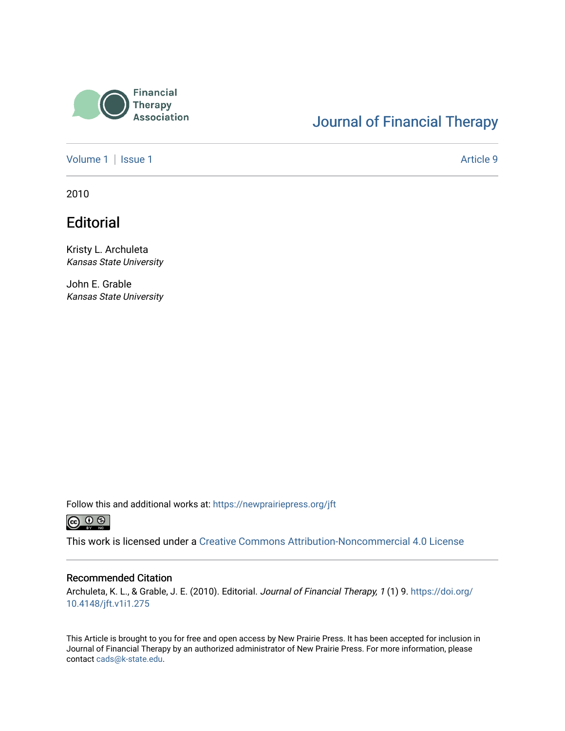Financial Therapy Association

Journal of Financial Therapy

Volume 1 | Issue 1 Article 9

2010

# Editorial

Kristy L. Archuleta
*Kansas State University*

John E. Grable
*Kansas State University*

Follow this and additional works at: https://newprairiepress.org/jft

This work is licensed under a Creative Commons Attribution-Noncommercial 4.0 License

## Recommended Citation

Archuleta, K. L., & Grable, J. E. (2010). Editorial. *Journal of Financial Therapy, 1* (1) 9. https://doi.org/10.4148/jft.v1i1.275

This Article is brought to you for free and open access by New Prairie Press. It has been accepted for inclusion in Journal of Financial Therapy by an authorized administrator of New Prairie Press. For more information, please contact cads@k-state.edu.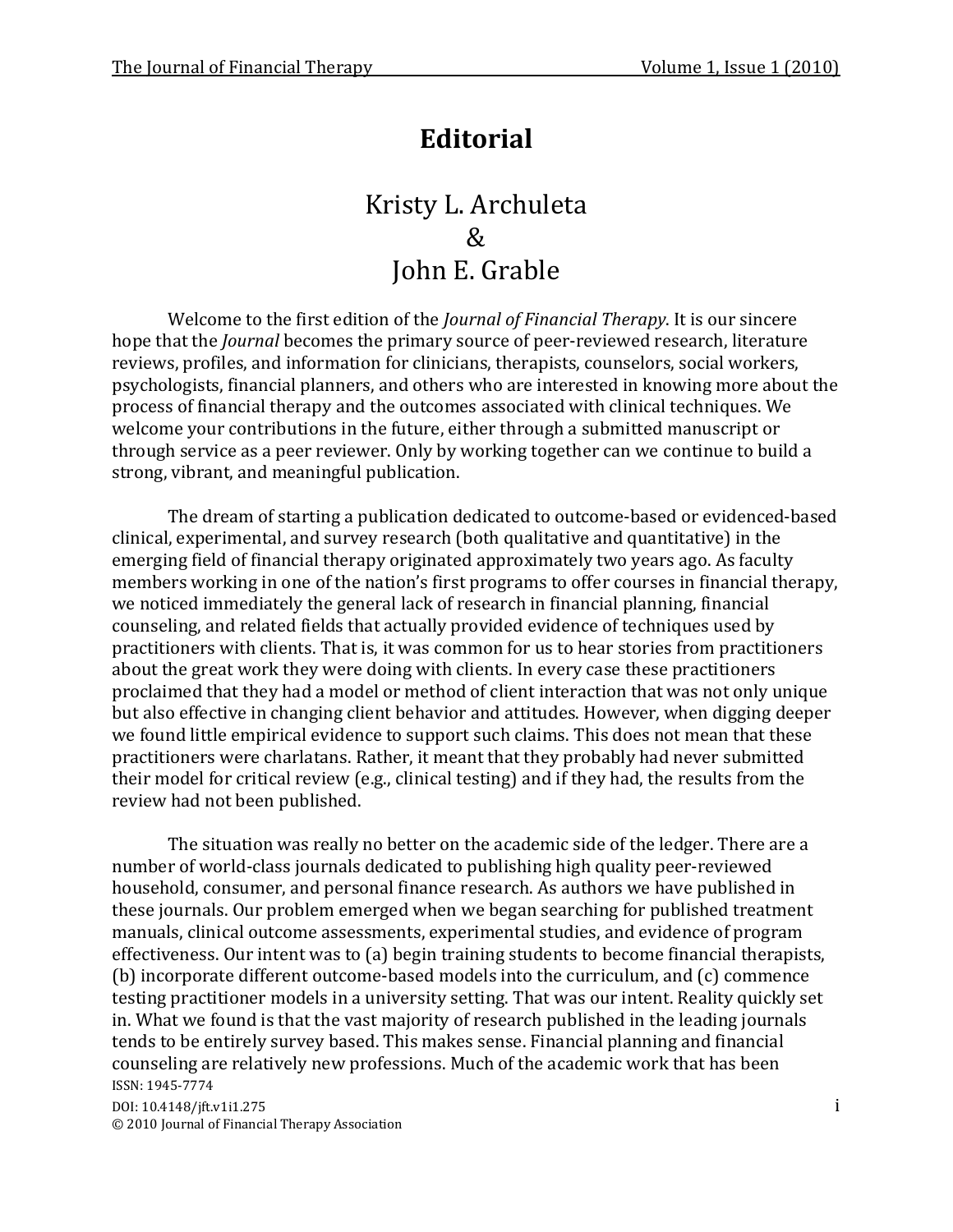# Editorial

Kristy L. Archuleta
&
John E. Grable

Welcome to the first edition of the *Journal of Financial Therapy*. It is our sincere hope that the *Journal* becomes the primary source of peer-reviewed research, literature reviews, profiles, and information for clinicians, therapists, counselors, social workers, psychologists, financial planners, and others who are interested in knowing more about the process of financial therapy and the outcomes associated with clinical techniques. We welcome your contributions in the future, either through a submitted manuscript or through service as a peer reviewer. Only by working together can we continue to build a strong, vibrant, and meaningful publication.

The dream of starting a publication dedicated to outcome-based or evidenced-based clinical, experimental, and survey research (both qualitative and quantitative) in the emerging field of financial therapy originated approximately two years ago. As faculty members working in one of the nation's first programs to offer courses in financial therapy, we noticed immediately the general lack of research in financial planning, financial counseling, and related fields that actually provided evidence of techniques used by practitioners with clients. That is, it was common for us to hear stories from practitioners about the great work they were doing with clients. In every case these practitioners proclaimed that they had a model or method of client interaction that was not only unique but also effective in changing client behavior and attitudes. However, when digging deeper we found little empirical evidence to support such claims. This does not mean that these practitioners were charlatans. Rather, it meant that they probably had never submitted their model for critical review (e.g., clinical testing) and if they had, the results from the review had not been published.

The situation was really no better on the academic side of the ledger. There are a number of world-class journals dedicated to publishing high quality peer-reviewed household, consumer, and personal finance research. As authors we have published in these journals. Our problem emerged when we began searching for published treatment manuals, clinical outcome assessments, experimental studies, and evidence of program effectiveness. Our intent was to (a) begin training students to become financial therapists, (b) incorporate different outcome-based models into the curriculum, and (c) commence testing practitioner models in a university setting. That was our intent. Reality quickly set in. What we found is that the vast majority of research published in the leading journals tends to be entirely survey based. This makes sense. Financial planning and financial counseling are relatively new professions. Much of the academic work that has been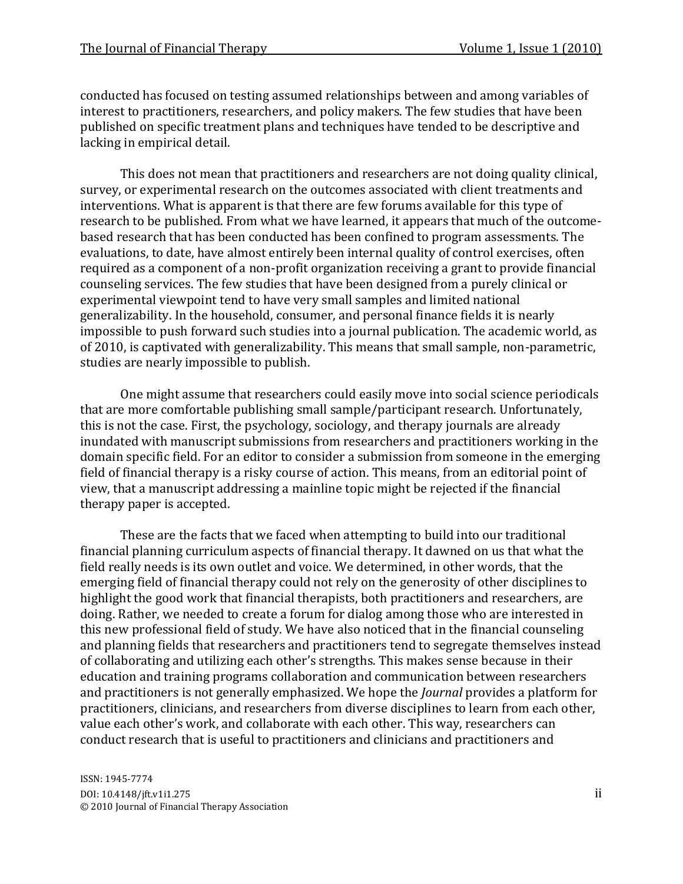conducted has focused on testing assumed relationships between and among variables of interest to practitioners, researchers, and policy makers. The few studies that have been published on specific treatment plans and techniques have tended to be descriptive and lacking in empirical detail.

This does not mean that practitioners and researchers are not doing quality clinical, survey, or experimental research on the outcomes associated with client treatments and interventions. What is apparent is that there are few forums available for this type of research to be published. From what we have learned, it appears that much of the outcome-based research that has been conducted has been confined to program assessments. The evaluations, to date, have almost entirely been internal quality of control exercises, often required as a component of a non-profit organization receiving a grant to provide financial counseling services. The few studies that have been designed from a purely clinical or experimental viewpoint tend to have very small samples and limited national generalizability. In the household, consumer, and personal finance fields it is nearly impossible to push forward such studies into a journal publication. The academic world, as of 2010, is captivated with generalizability. This means that small sample, non-parametric, studies are nearly impossible to publish.

One might assume that researchers could easily move into social science periodicals that are more comfortable publishing small sample/participant research. Unfortunately, this is not the case. First, the psychology, sociology, and therapy journals are already inundated with manuscript submissions from researchers and practitioners working in the domain specific field. For an editor to consider a submission from someone in the emerging field of financial therapy is a risky course of action. This means, from an editorial point of view, that a manuscript addressing a mainline topic might be rejected if the financial therapy paper is accepted.

These are the facts that we faced when attempting to build into our traditional financial planning curriculum aspects of financial therapy. It dawned on us that what the field really needs is its own outlet and voice. We determined, in other words, that the emerging field of financial therapy could not rely on the generosity of other disciplines to highlight the good work that financial therapists, both practitioners and researchers, are doing. Rather, we needed to create a forum for dialog among those who are interested in this new professional field of study. We have also noticed that in the financial counseling and planning fields that researchers and practitioners tend to segregate themselves instead of collaborating and utilizing each other's strengths. This makes sense because in their education and training programs collaboration and communication between researchers and practitioners is not generally emphasized. We hope the *Journal* provides a platform for practitioners, clinicians, and researchers from diverse disciplines to learn from each other, value each other's work, and collaborate with each other. This way, researchers can conduct research that is useful to practitioners and clinicians and practitioners and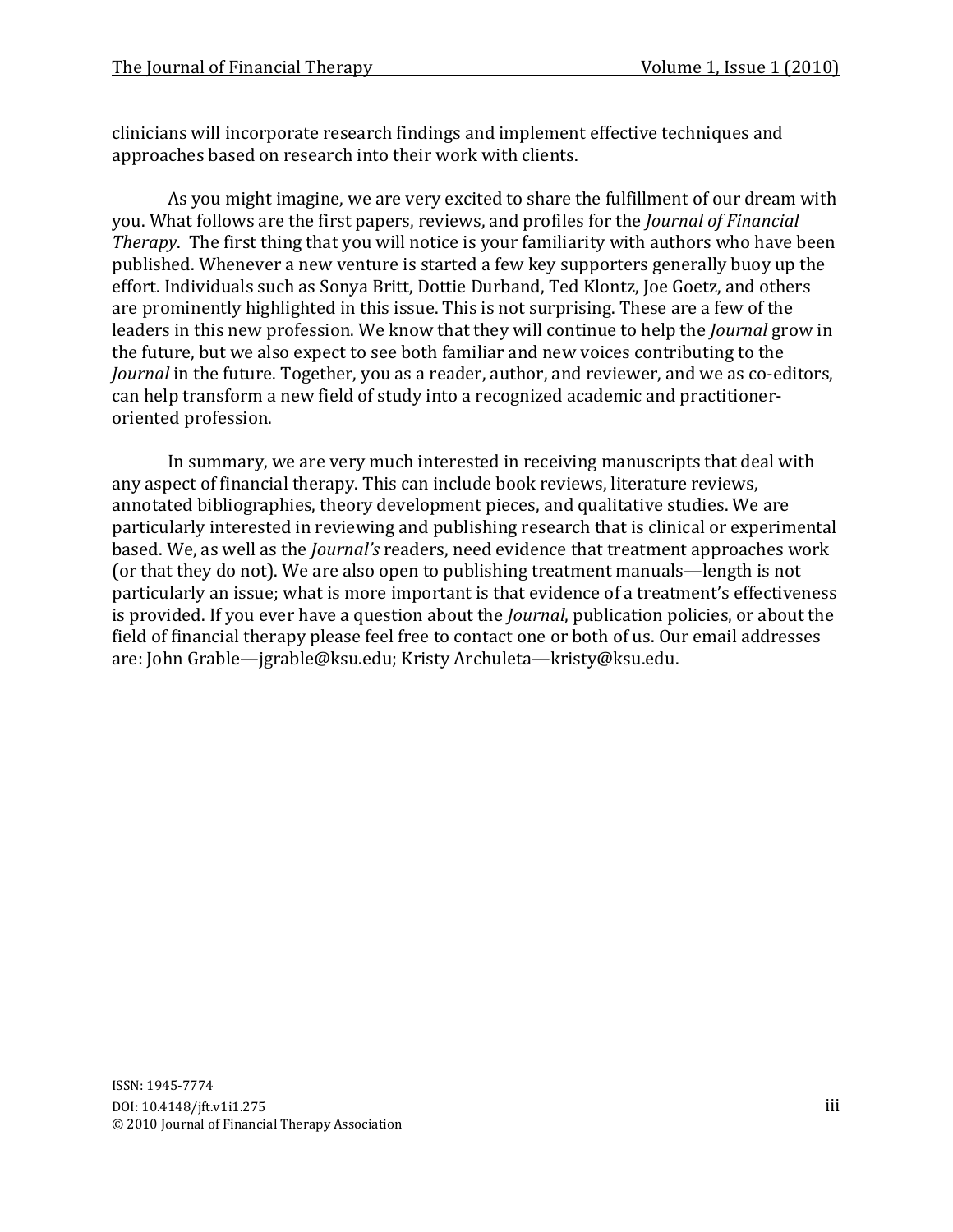clinicians will incorporate research findings and implement effective techniques and approaches based on research into their work with clients.

As you might imagine, we are very excited to share the fulfillment of our dream with you. What follows are the first papers, reviews, and profiles for the *Journal of Financial Therapy*. The first thing that you will notice is your familiarity with authors who have been published. Whenever a new venture is started a few key supporters generally buoy up the effort. Individuals such as Sonya Britt, Dottie Durband, Ted Klontz, Joe Goetz, and others are prominently highlighted in this issue. This is not surprising. These are a few of the leaders in this new profession. We know that they will continue to help the *Journal* grow in the future, but we also expect to see both familiar and new voices contributing to the *Journal* in the future. Together, you as a reader, author, and reviewer, and we as co-editors, can help transform a new field of study into a recognized academic and practitioner-oriented profession.

In summary, we are very much interested in receiving manuscripts that deal with any aspect of financial therapy. This can include book reviews, literature reviews, annotated bibliographies, theory development pieces, and qualitative studies. We are particularly interested in reviewing and publishing research that is clinical or experimental based. We, as well as the *Journal's* readers, need evidence that treatment approaches work (or that they do not). We are also open to publishing treatment manuals—length is not particularly an issue; what is more important is that evidence of a treatment's effectiveness is provided. If you ever have a question about the *Journal*, publication policies, or about the field of financial therapy please feel free to contact one or both of us. Our email addresses are: John Grable—jgrable@ksu.edu; Kristy Archuleta—kristy@ksu.edu.